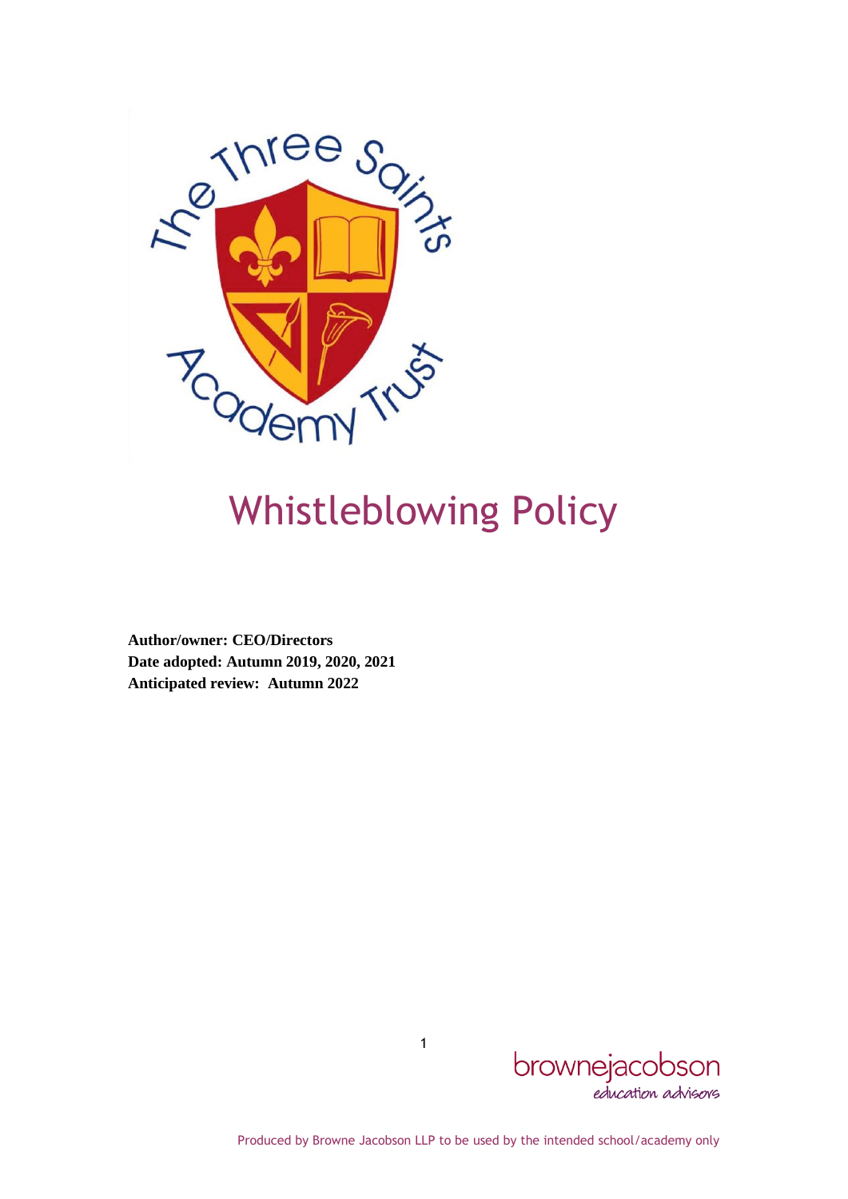# Whistleblowing Policy

**Author/owner: CEO/Directors**
**Date adopted: Autumn 2019, 2020, 2021**
**Anticipated review: Autumn 2022**

Produced by Browne Jacobson LLP to be used by the intended school/academy only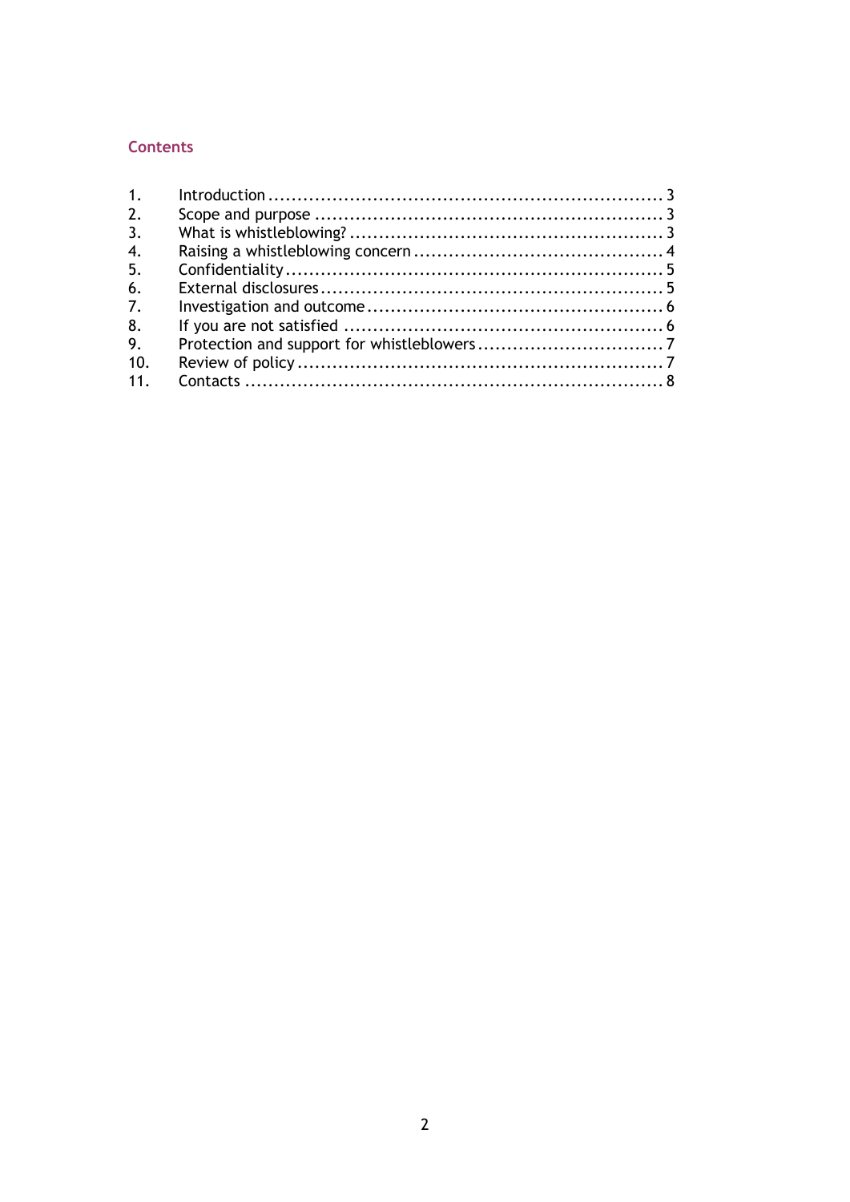## Contents

| | | |
|---|---|---|
| 1. | Introduction | 3 |
| 2. | Scope and purpose | 3 |
| 3. | What is whistleblowing? | 3 |
| 4. | Raising a whistleblowing concern | 4 |
| 5. | Confidentiality | 5 |
| 6. | External disclosures | 5 |
| 7. | Investigation and outcome | 6 |
| 8. | If you are not satisfied | 6 |
| 9. | Protection and support for whistleblowers | 7 |
| 10. | Review of policy | 7 |
| 11. | Contacts | 8 |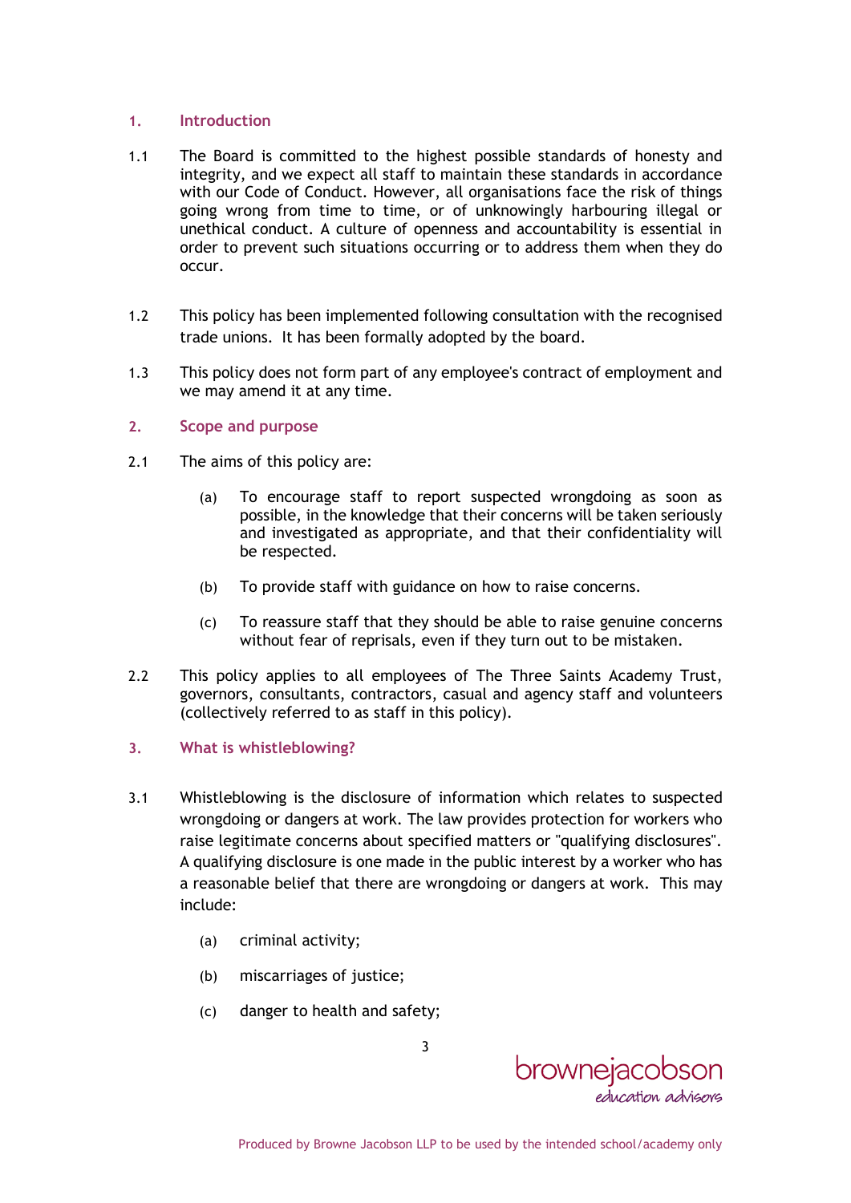## 1. Introduction

1.1 The Board is committed to the highest possible standards of honesty and integrity, and we expect all staff to maintain these standards in accordance with our Code of Conduct. However, all organisations face the risk of things going wrong from time to time, or of unknowingly harbouring illegal or unethical conduct. A culture of openness and accountability is essential in order to prevent such situations occurring or to address them when they do occur.

1.2 This policy has been implemented following consultation with the recognised trade unions. It has been formally adopted by the board.

1.3 This policy does not form part of any employee's contract of employment and we may amend it at any time.

## 2. Scope and purpose

2.1 The aims of this policy are:

(a) To encourage staff to report suspected wrongdoing as soon as possible, in the knowledge that their concerns will be taken seriously and investigated as appropriate, and that their confidentiality will be respected.

(b) To provide staff with guidance on how to raise concerns.

(c) To reassure staff that they should be able to raise genuine concerns without fear of reprisals, even if they turn out to be mistaken.

2.2 This policy applies to all employees of The Three Saints Academy Trust, governors, consultants, contractors, casual and agency staff and volunteers (collectively referred to as staff in this policy).

## 3. What is whistleblowing?

3.1 Whistleblowing is the disclosure of information which relates to suspected wrongdoing or dangers at work. The law provides protection for workers who raise legitimate concerns about specified matters or "qualifying disclosures". A qualifying disclosure is one made in the public interest by a worker who has a reasonable belief that there are wrongdoing or dangers at work. This may include:

(a) criminal activity;

(b) miscarriages of justice;

(c) danger to health and safety;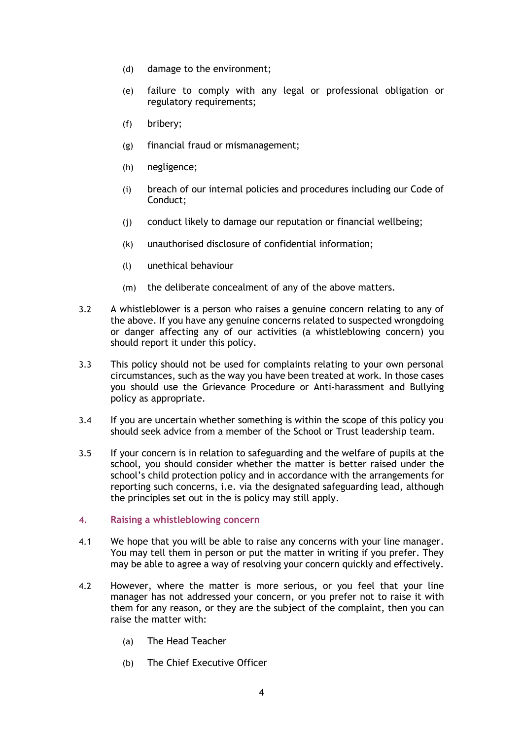(d) damage to the environment;

(e) failure to comply with any legal or professional obligation or regulatory requirements;

(f) bribery;

(g) financial fraud or mismanagement;

(h) negligence;

(i) breach of our internal policies and procedures including our Code of Conduct;

(j) conduct likely to damage our reputation or financial wellbeing;

(k) unauthorised disclosure of confidential information;

(l) unethical behaviour

(m) the deliberate concealment of any of the above matters.

3.2 A whistleblower is a person who raises a genuine concern relating to any of the above. If you have any genuine concerns related to suspected wrongdoing or danger affecting any of our activities (a whistleblowing concern) you should report it under this policy.

3.3 This policy should not be used for complaints relating to your own personal circumstances, such as the way you have been treated at work. In those cases you should use the Grievance Procedure or Anti-harassment and Bullying policy as appropriate.

3.4 If you are uncertain whether something is within the scope of this policy you should seek advice from a member of the School or Trust leadership team.

3.5 If your concern is in relation to safeguarding and the welfare of pupils at the school, you should consider whether the matter is better raised under the school's child protection policy and in accordance with the arrangements for reporting such concerns, i.e. via the designated safeguarding lead, although the principles set out in the is policy may still apply.

## 4. Raising a whistleblowing concern

4.1 We hope that you will be able to raise any concerns with your line manager. You may tell them in person or put the matter in writing if you prefer. They may be able to agree a way of resolving your concern quickly and effectively.

4.2 However, where the matter is more serious, or you feel that your line manager has not addressed your concern, or you prefer not to raise it with them for any reason, or they are the subject of the complaint, then you can raise the matter with:

(a) The Head Teacher

(b) The Chief Executive Officer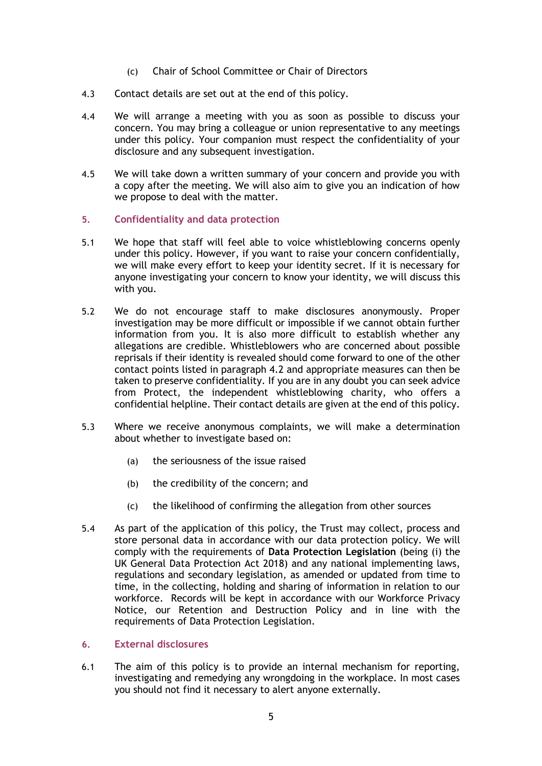(c) Chair of School Committee or Chair of Directors

4.3 Contact details are set out at the end of this policy.

4.4 We will arrange a meeting with you as soon as possible to discuss your concern. You may bring a colleague or union representative to any meetings under this policy. Your companion must respect the confidentiality of your disclosure and any subsequent investigation.

4.5 We will take down a written summary of your concern and provide you with a copy after the meeting. We will also aim to give you an indication of how we propose to deal with the matter.

## 5. Confidentiality and data protection

5.1 We hope that staff will feel able to voice whistleblowing concerns openly under this policy. However, if you want to raise your concern confidentially, we will make every effort to keep your identity secret. If it is necessary for anyone investigating your concern to know your identity, we will discuss this with you.

5.2 We do not encourage staff to make disclosures anonymously. Proper investigation may be more difficult or impossible if we cannot obtain further information from you. It is also more difficult to establish whether any allegations are credible. Whistleblowers who are concerned about possible reprisals if their identity is revealed should come forward to one of the other contact points listed in paragraph 4.2 and appropriate measures can then be taken to preserve confidentiality. If you are in any doubt you can seek advice from Protect, the independent whistleblowing charity, who offers a confidential helpline. Their contact details are given at the end of this policy.

5.3 Where we receive anonymous complaints, we will make a determination about whether to investigate based on:

(a) the seriousness of the issue raised

(b) the credibility of the concern; and

(c) the likelihood of confirming the allegation from other sources

5.4 As part of the application of this policy, the Trust may collect, process and store personal data in accordance with our data protection policy. We will comply with the requirements of **Data Protection Legislation** (being (i) the UK General Data Protection Act 2018) and any national implementing laws, regulations and secondary legislation, as amended or updated from time to time, in the collecting, holding and sharing of information in relation to our workforce. Records will be kept in accordance with our Workforce Privacy Notice, our Retention and Destruction Policy and in line with the requirements of Data Protection Legislation.

## 6. External disclosures

6.1 The aim of this policy is to provide an internal mechanism for reporting, investigating and remedying any wrongdoing in the workplace. In most cases you should not find it necessary to alert anyone externally.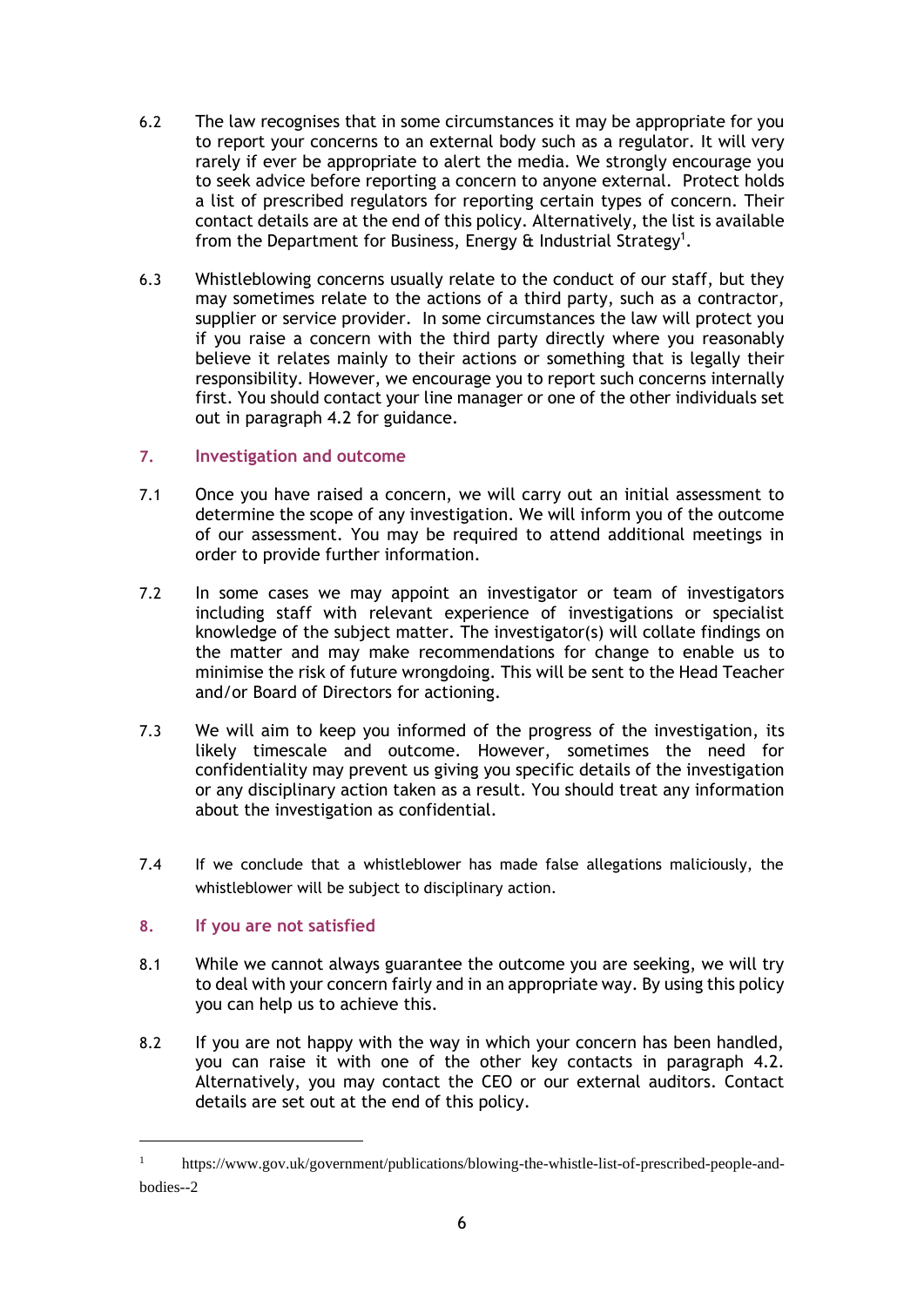6.2 The law recognises that in some circumstances it may be appropriate for you to report your concerns to an external body such as a regulator. It will very rarely if ever be appropriate to alert the media. We strongly encourage you to seek advice before reporting a concern to anyone external. Protect holds a list of prescribed regulators for reporting certain types of concern. Their contact details are at the end of this policy. Alternatively, the list is available from the Department for Business, Energy & Industrial Strategy[1].

6.3 Whistleblowing concerns usually relate to the conduct of our staff, but they may sometimes relate to the actions of a third party, such as a contractor, supplier or service provider. In some circumstances the law will protect you if you raise a concern with the third party directly where you reasonably believe it relates mainly to their actions or something that is legally their responsibility. However, we encourage you to report such concerns internally first. You should contact your line manager or one of the other individuals set out in paragraph 4.2 for guidance.

## 7. Investigation and outcome

7.1 Once you have raised a concern, we will carry out an initial assessment to determine the scope of any investigation. We will inform you of the outcome of our assessment. You may be required to attend additional meetings in order to provide further information.

7.2 In some cases we may appoint an investigator or team of investigators including staff with relevant experience of investigations or specialist knowledge of the subject matter. The investigator(s) will collate findings on the matter and may make recommendations for change to enable us to minimise the risk of future wrongdoing. This will be sent to the Head Teacher and/or Board of Directors for actioning.

7.3 We will aim to keep you informed of the progress of the investigation, its likely timescale and outcome. However, sometimes the need for confidentiality may prevent us giving you specific details of the investigation or any disciplinary action taken as a result. You should treat any information about the investigation as confidential.

7.4 If we conclude that a whistleblower has made false allegations maliciously, the whistleblower will be subject to disciplinary action.

## 8. If you are not satisfied

8.1 While we cannot always guarantee the outcome you are seeking, we will try to deal with your concern fairly and in an appropriate way. By using this policy you can help us to achieve this.

8.2 If you are not happy with the way in which your concern has been handled, you can raise it with one of the other key contacts in paragraph 4.2. Alternatively, you may contact the CEO or our external auditors. Contact details are set out at the end of this policy.

---

[1] https://www.gov.uk/government/publications/blowing-the-whistle-list-of-prescribed-people-and-bodies--2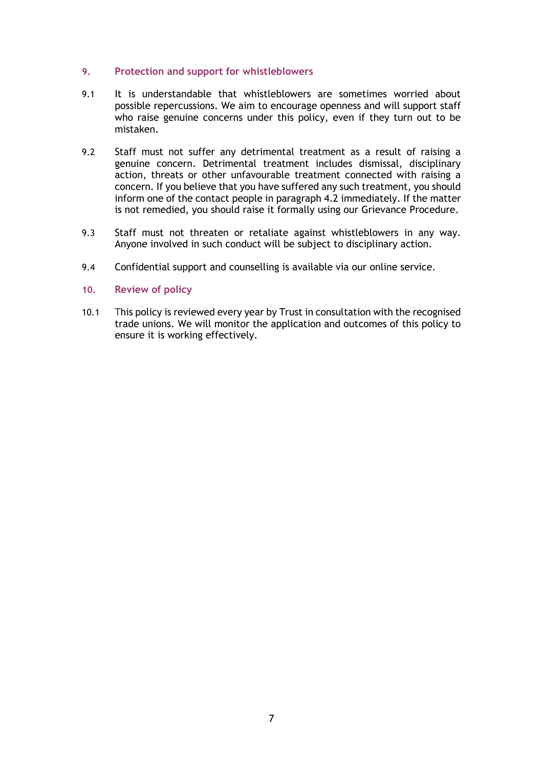## 9. Protection and support for whistleblowers

9.1 It is understandable that whistleblowers are sometimes worried about possible repercussions. We aim to encourage openness and will support staff who raise genuine concerns under this policy, even if they turn out to be mistaken.

9.2 Staff must not suffer any detrimental treatment as a result of raising a genuine concern. Detrimental treatment includes dismissal, disciplinary action, threats or other unfavourable treatment connected with raising a concern. If you believe that you have suffered any such treatment, you should inform one of the contact people in paragraph 4.2 immediately. If the matter is not remedied, you should raise it formally using our Grievance Procedure.

9.3 Staff must not threaten or retaliate against whistleblowers in any way. Anyone involved in such conduct will be subject to disciplinary action.

9.4 Confidential support and counselling is available via our online service.

## 10. Review of policy

10.1 This policy is reviewed every year by Trust in consultation with the recognised trade unions. We will monitor the application and outcomes of this policy to ensure it is working effectively.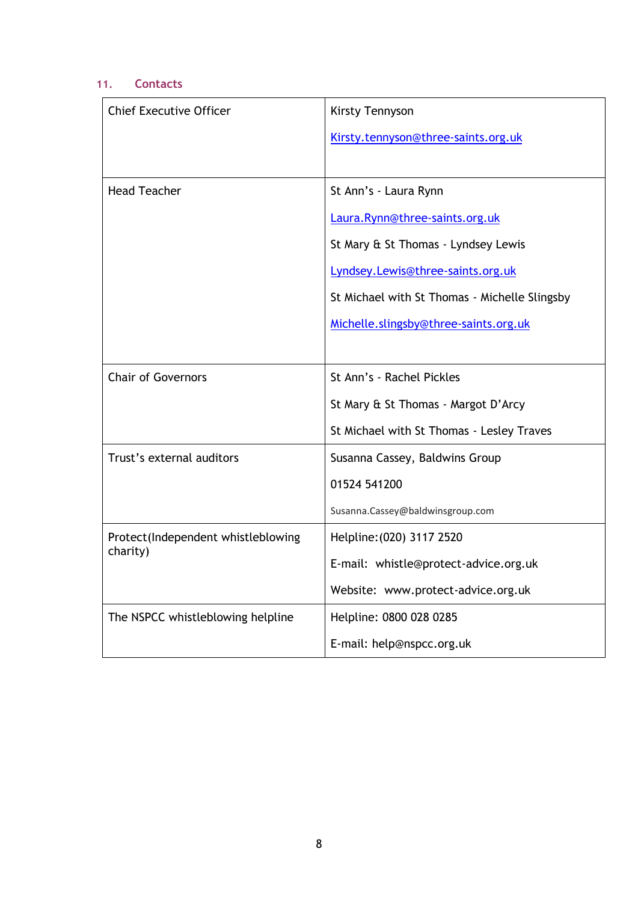## 11. Contacts

| | |
|---|---|
| Chief Executive Officer | Kirsty Tennyson<br><br>Kirsty.tennyson@three-saints.org.uk |
| Head Teacher | St Ann's - Laura Rynn<br><br>Laura.Rynn@three-saints.org.uk<br><br>St Mary & St Thomas - Lyndsey Lewis<br><br>Lyndsey.Lewis@three-saints.org.uk<br><br>St Michael with St Thomas - Michelle Slingsby<br><br>Michelle.slingsby@three-saints.org.uk |
| Chair of Governors | St Ann's - Rachel Pickles<br><br>St Mary & St Thomas - Margot D'Arcy<br><br>St Michael with St Thomas - Lesley Traves |
| Trust's external auditors | Susanna Cassey, Baldwins Group<br><br>01524 541200<br><br>Susanna.Cassey@baldwinsgroup.com |
| Protect(Independent whistleblowing charity) | Helpline:(020) 3117 2520<br><br>E-mail: whistle@protect-advice.org.uk<br><br>Website: www.protect-advice.org.uk |
| The NSPCC whistleblowing helpline | Helpline: 0800 028 0285<br><br>E-mail: help@nspcc.org.uk |